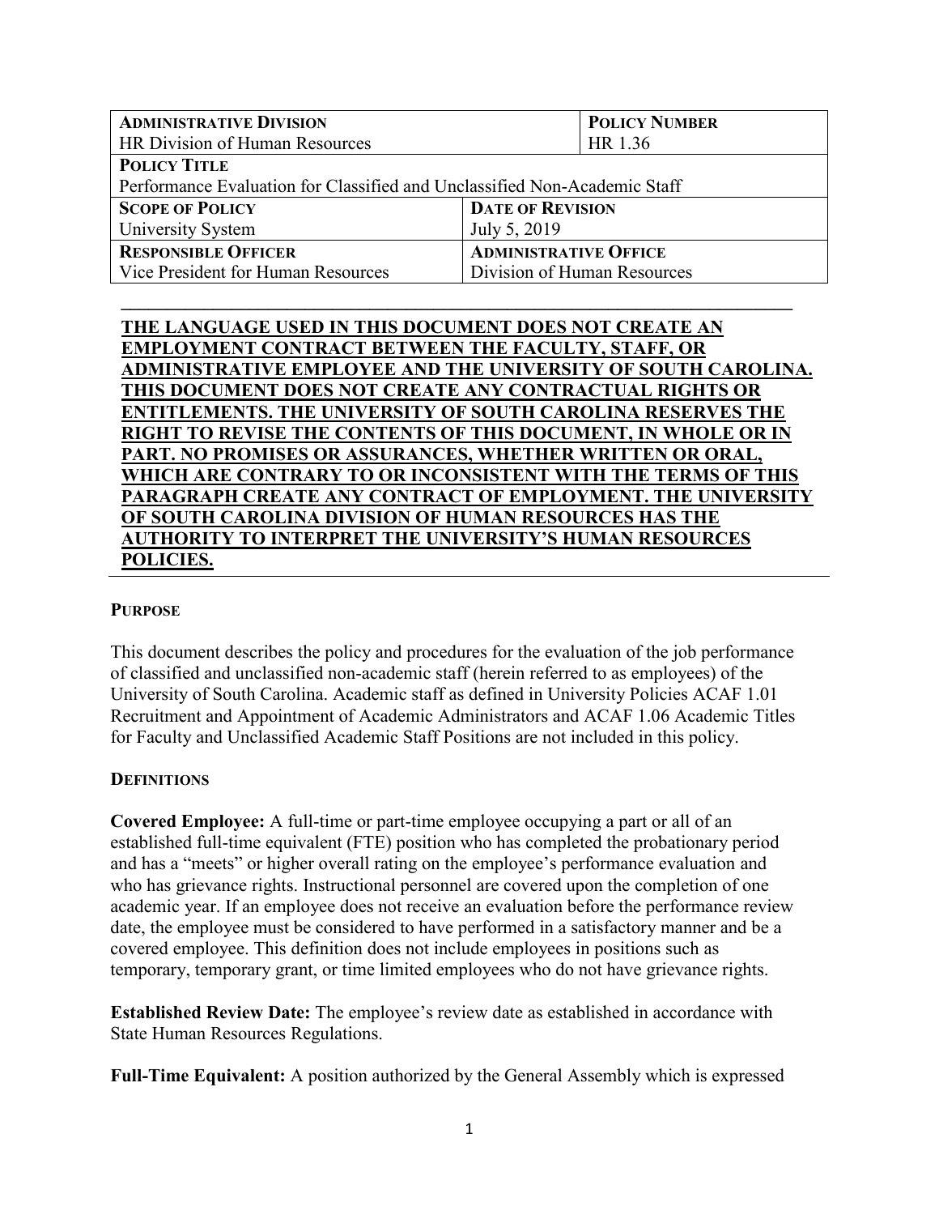| **ADMINISTRATIVE DIVISION** | | **POLICY NUMBER** |
|---|---|---|
| HR Division of Human Resources | | HR 1.36 |
| **POLICY TITLE** | | |
| Performance Evaluation for Classified and Unclassified Non-Academic Staff | | |
| **SCOPE OF POLICY** | **DATE OF REVISION** | |
| University System | July 5, 2019 | |
| **RESPONSIBLE OFFICER** | **ADMINISTRATIVE OFFICE** | |
| Vice President for Human Resources | Division of Human Resources | |

**THE LANGUAGE USED IN THIS DOCUMENT DOES NOT CREATE AN EMPLOYMENT CONTRACT BETWEEN THE FACULTY, STAFF, OR ADMINISTRATIVE EMPLOYEE AND THE UNIVERSITY OF SOUTH CAROLINA. THIS DOCUMENT DOES NOT CREATE ANY CONTRACTUAL RIGHTS OR ENTITLEMENTS. THE UNIVERSITY OF SOUTH CAROLINA RESERVES THE RIGHT TO REVISE THE CONTENTS OF THIS DOCUMENT, IN WHOLE OR IN PART. NO PROMISES OR ASSURANCES, WHETHER WRITTEN OR ORAL, WHICH ARE CONTRARY TO OR INCONSISTENT WITH THE TERMS OF THIS PARAGRAPH CREATE ANY CONTRACT OF EMPLOYMENT. THE UNIVERSITY OF SOUTH CAROLINA DIVISION OF HUMAN RESOURCES HAS THE AUTHORITY TO INTERPRET THE UNIVERSITY'S HUMAN RESOURCES POLICIES.**

## PURPOSE

This document describes the policy and procedures for the evaluation of the job performance of classified and unclassified non-academic staff (herein referred to as employees) of the University of South Carolina. Academic staff as defined in University Policies ACAF 1.01 Recruitment and Appointment of Academic Administrators and ACAF 1.06 Academic Titles for Faculty and Unclassified Academic Staff Positions are not included in this policy.

## DEFINITIONS

**Covered Employee:** A full-time or part-time employee occupying a part or all of an established full-time equivalent (FTE) position who has completed the probationary period and has a "meets" or higher overall rating on the employee's performance evaluation and who has grievance rights. Instructional personnel are covered upon the completion of one academic year. If an employee does not receive an evaluation before the performance review date, the employee must be considered to have performed in a satisfactory manner and be a covered employee. This definition does not include employees in positions such as temporary, temporary grant, or time limited employees who do not have grievance rights.

**Established Review Date:** The employee's review date as established in accordance with State Human Resources Regulations.

**Full-Time Equivalent:** A position authorized by the General Assembly which is expressed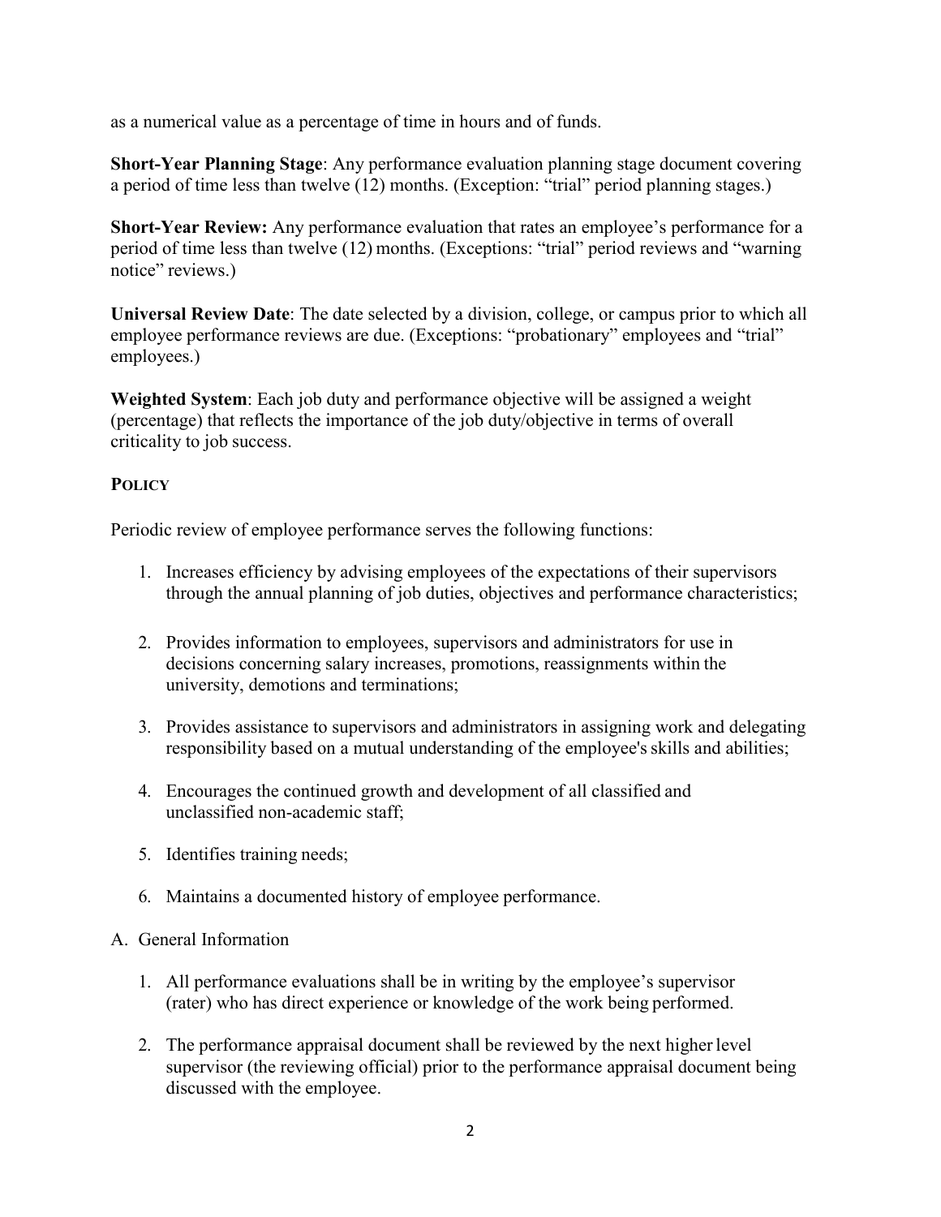as a numerical value as a percentage of time in hours and of funds.

**Short-Year Planning Stage**: Any performance evaluation planning stage document covering a period of time less than twelve (12) months. (Exception: "trial" period planning stages.)

**Short-Year Review:** Any performance evaluation that rates an employee's performance for a period of time less than twelve (12) months. (Exceptions: "trial" period reviews and "warning notice" reviews.)

**Universal Review Date**: The date selected by a division, college, or campus prior to which all employee performance reviews are due. (Exceptions: "probationary" employees and "trial" employees.)

**Weighted System**: Each job duty and performance objective will be assigned a weight (percentage) that reflects the importance of the job duty/objective in terms of overall criticality to job success.

## POLICY

Periodic review of employee performance serves the following functions:

1. Increases efficiency by advising employees of the expectations of their supervisors through the annual planning of job duties, objectives and performance characteristics;
2. Provides information to employees, supervisors and administrators for use in decisions concerning salary increases, promotions, reassignments within the university, demotions and terminations;
3. Provides assistance to supervisors and administrators in assigning work and delegating responsibility based on a mutual understanding of the employee's skills and abilities;
4. Encourages the continued growth and development of all classified and unclassified non-academic staff;
5. Identifies training needs;
6. Maintains a documented history of employee performance.

A. General Information

1. All performance evaluations shall be in writing by the employee's supervisor (rater) who has direct experience or knowledge of the work being performed.
2. The performance appraisal document shall be reviewed by the next higher level supervisor (the reviewing official) prior to the performance appraisal document being discussed with the employee.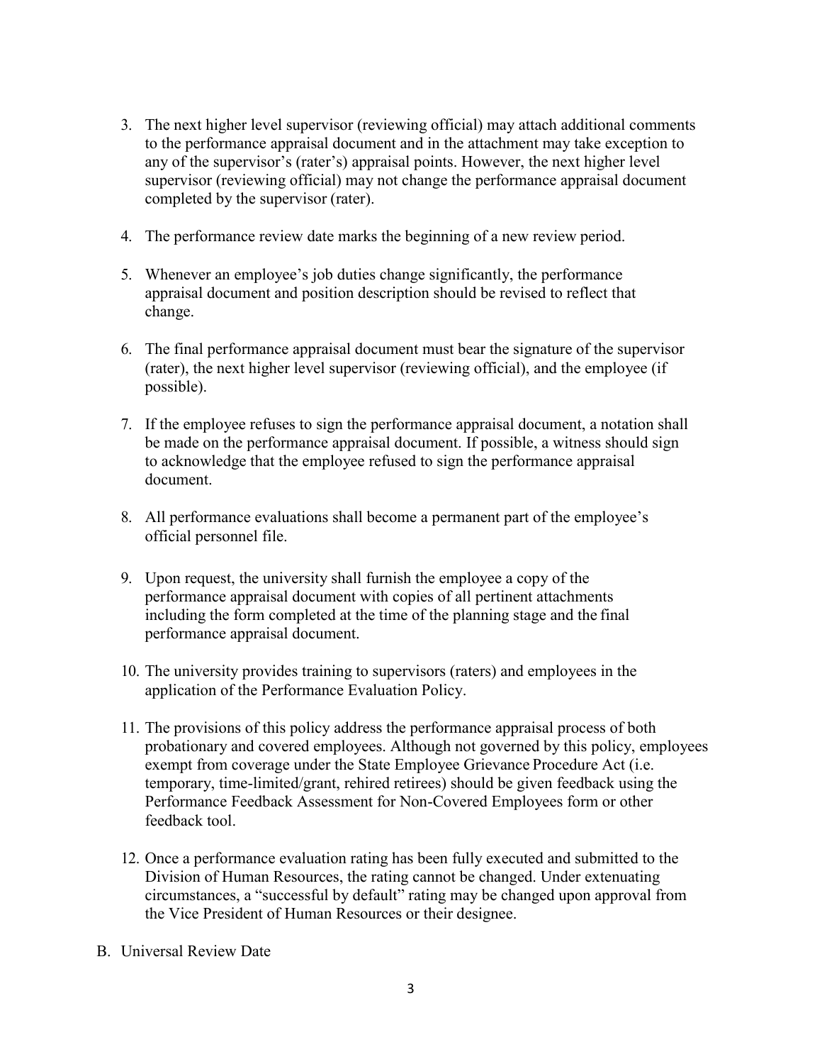3. The next higher level supervisor (reviewing official) may attach additional comments to the performance appraisal document and in the attachment may take exception to any of the supervisor's (rater's) appraisal points. However, the next higher level supervisor (reviewing official) may not change the performance appraisal document completed by the supervisor (rater).

4. The performance review date marks the beginning of a new review period.

5. Whenever an employee's job duties change significantly, the performance appraisal document and position description should be revised to reflect that change.

6. The final performance appraisal document must bear the signature of the supervisor (rater), the next higher level supervisor (reviewing official), and the employee (if possible).

7. If the employee refuses to sign the performance appraisal document, a notation shall be made on the performance appraisal document. If possible, a witness should sign to acknowledge that the employee refused to sign the performance appraisal document.

8. All performance evaluations shall become a permanent part of the employee's official personnel file.

9. Upon request, the university shall furnish the employee a copy of the performance appraisal document with copies of all pertinent attachments including the form completed at the time of the planning stage and the final performance appraisal document.

10. The university provides training to supervisors (raters) and employees in the application of the Performance Evaluation Policy.

11. The provisions of this policy address the performance appraisal process of both probationary and covered employees. Although not governed by this policy, employees exempt from coverage under the State Employee Grievance Procedure Act (i.e. temporary, time-limited/grant, rehired retirees) should be given feedback using the Performance Feedback Assessment for Non-Covered Employees form or other feedback tool.

12. Once a performance evaluation rating has been fully executed and submitted to the Division of Human Resources, the rating cannot be changed. Under extenuating circumstances, a "successful by default" rating may be changed upon approval from the Vice President of Human Resources or their designee.

B. Universal Review Date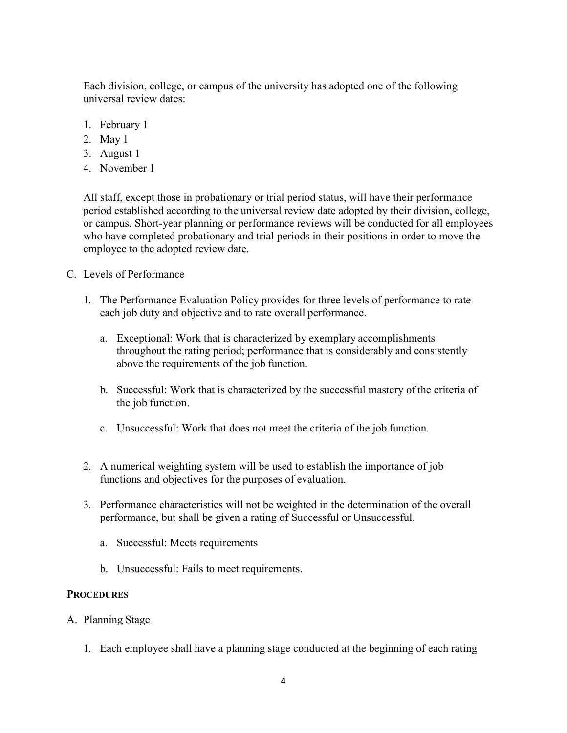Each division, college, or campus of the university has adopted one of the following universal review dates:

1. February 1
2. May 1
3. August 1
4. November 1

All staff, except those in probationary or trial period status, will have their performance period established according to the universal review date adopted by their division, college, or campus. Short-year planning or performance reviews will be conducted for all employees who have completed probationary and trial periods in their positions in order to move the employee to the adopted review date.

C. Levels of Performance

1. The Performance Evaluation Policy provides for three levels of performance to rate each job duty and objective and to rate overall performance.

   a. Exceptional: Work that is characterized by exemplary accomplishments throughout the rating period; performance that is considerably and consistently above the requirements of the job function.

   b. Successful: Work that is characterized by the successful mastery of the criteria of the job function.

   c. Unsuccessful: Work that does not meet the criteria of the job function.

2. A numerical weighting system will be used to establish the importance of job functions and objectives for the purposes of evaluation.

3. Performance characteristics will not be weighted in the determination of the overall performance, but shall be given a rating of Successful or Unsuccessful.

   a. Successful: Meets requirements

   b. Unsuccessful: Fails to meet requirements.

## PROCEDURES

A. Planning Stage

1. Each employee shall have a planning stage conducted at the beginning of each rating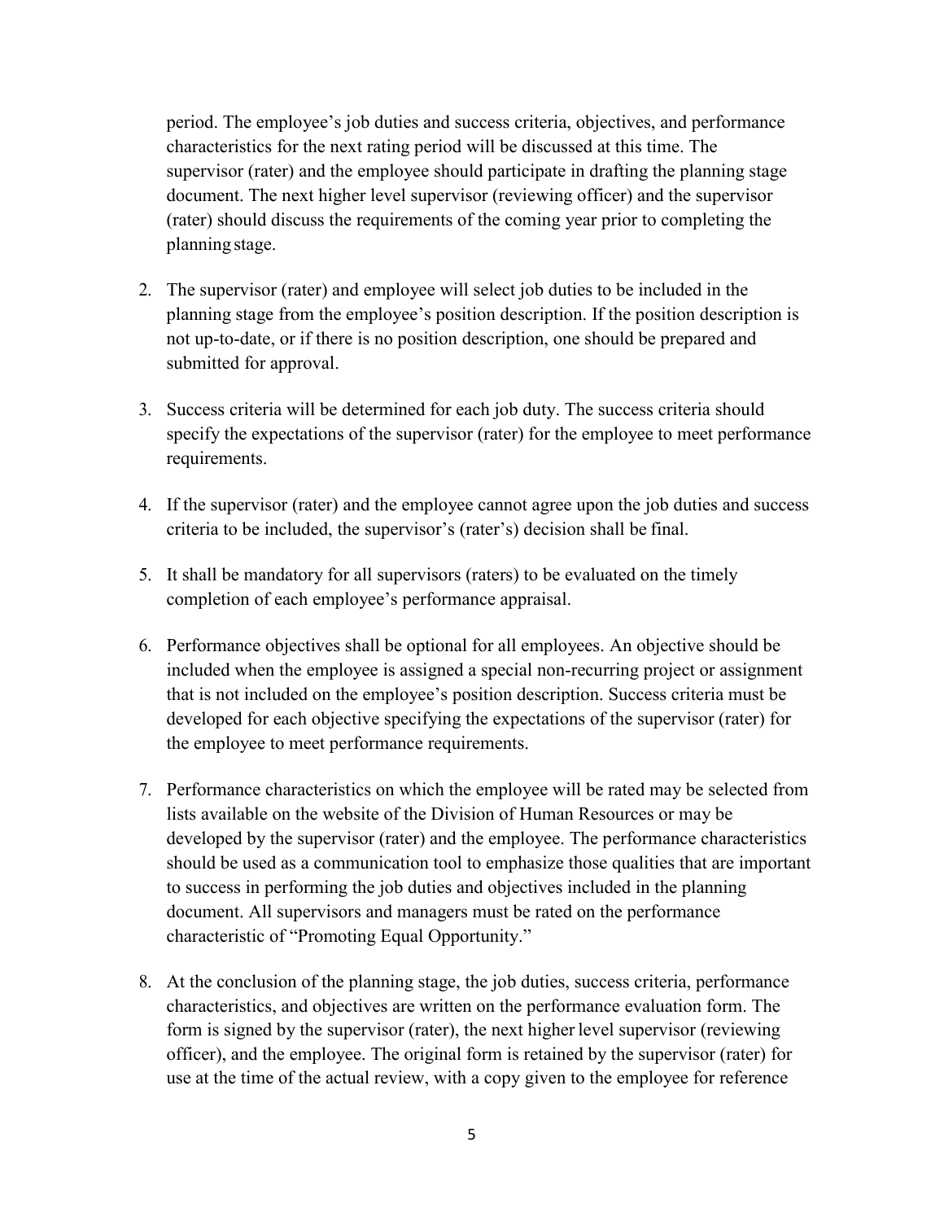period. The employee's job duties and success criteria, objectives, and performance characteristics for the next rating period will be discussed at this time. The supervisor (rater) and the employee should participate in drafting the planning stage document. The next higher level supervisor (reviewing officer) and the supervisor (rater) should discuss the requirements of the coming year prior to completing the planning stage.

2. The supervisor (rater) and employee will select job duties to be included in the planning stage from the employee's position description. If the position description is not up-to-date, or if there is no position description, one should be prepared and submitted for approval.

3. Success criteria will be determined for each job duty. The success criteria should specify the expectations of the supervisor (rater) for the employee to meet performance requirements.

4. If the supervisor (rater) and the employee cannot agree upon the job duties and success criteria to be included, the supervisor's (rater's) decision shall be final.

5. It shall be mandatory for all supervisors (raters) to be evaluated on the timely completion of each employee's performance appraisal.

6. Performance objectives shall be optional for all employees. An objective should be included when the employee is assigned a special non-recurring project or assignment that is not included on the employee's position description. Success criteria must be developed for each objective specifying the expectations of the supervisor (rater) for the employee to meet performance requirements.

7. Performance characteristics on which the employee will be rated may be selected from lists available on the website of the Division of Human Resources or may be developed by the supervisor (rater) and the employee. The performance characteristics should be used as a communication tool to emphasize those qualities that are important to success in performing the job duties and objectives included in the planning document. All supervisors and managers must be rated on the performance characteristic of "Promoting Equal Opportunity."

8. At the conclusion of the planning stage, the job duties, success criteria, performance characteristics, and objectives are written on the performance evaluation form. The form is signed by the supervisor (rater), the next higher level supervisor (reviewing officer), and the employee. The original form is retained by the supervisor (rater) for use at the time of the actual review, with a copy given to the employee for reference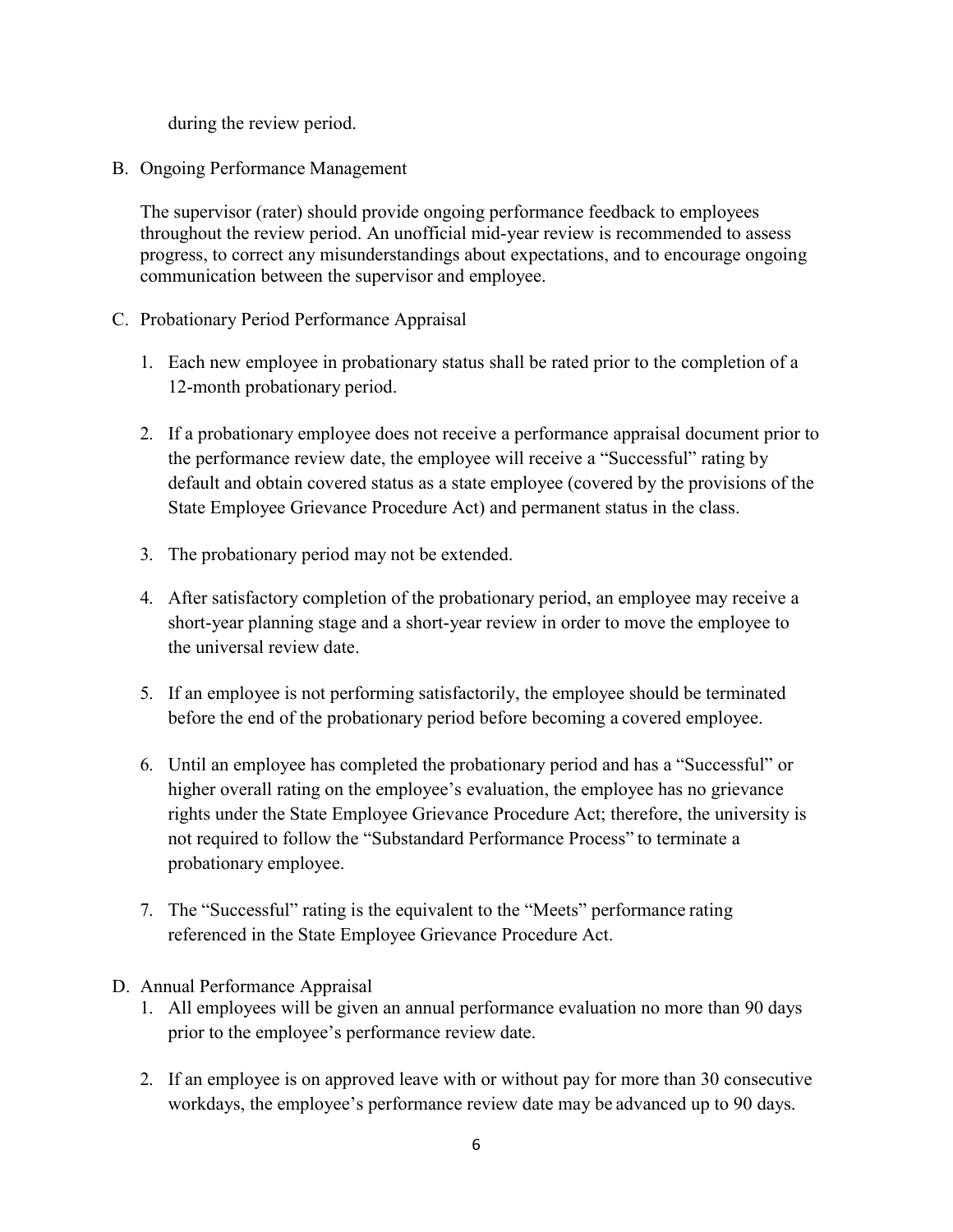during the review period.

B. Ongoing Performance Management

   The supervisor (rater) should provide ongoing performance feedback to employees throughout the review period. An unofficial mid-year review is recommended to assess progress, to correct any misunderstandings about expectations, and to encourage ongoing communication between the supervisor and employee.

C. Probationary Period Performance Appraisal

   1. Each new employee in probationary status shall be rated prior to the completion of a 12-month probationary period.

   2. If a probationary employee does not receive a performance appraisal document prior to the performance review date, the employee will receive a "Successful" rating by default and obtain covered status as a state employee (covered by the provisions of the State Employee Grievance Procedure Act) and permanent status in the class.

   3. The probationary period may not be extended.

   4. After satisfactory completion of the probationary period, an employee may receive a short-year planning stage and a short-year review in order to move the employee to the universal review date.

   5. If an employee is not performing satisfactorily, the employee should be terminated before the end of the probationary period before becoming a covered employee.

   6. Until an employee has completed the probationary period and has a "Successful" or higher overall rating on the employee's evaluation, the employee has no grievance rights under the State Employee Grievance Procedure Act; therefore, the university is not required to follow the "Substandard Performance Process" to terminate a probationary employee.

   7. The "Successful" rating is the equivalent to the "Meets" performance rating referenced in the State Employee Grievance Procedure Act.

D. Annual Performance Appraisal

   1. All employees will be given an annual performance evaluation no more than 90 days prior to the employee's performance review date.

   2. If an employee is on approved leave with or without pay for more than 30 consecutive workdays, the employee's performance review date may be advanced up to 90 days.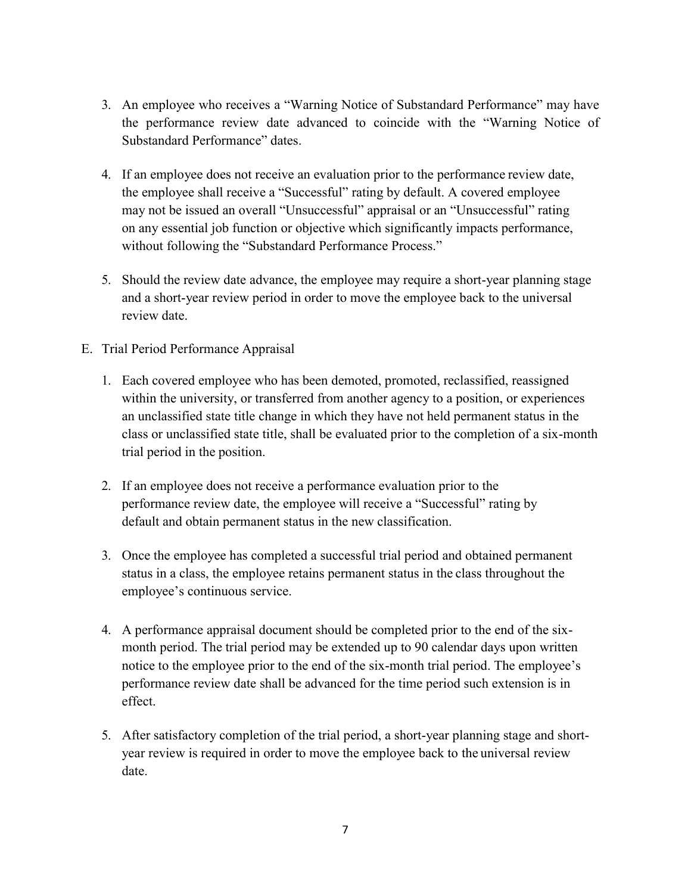3. An employee who receives a "Warning Notice of Substandard Performance" may have the performance review date advanced to coincide with the "Warning Notice of Substandard Performance" dates.

4. If an employee does not receive an evaluation prior to the performance review date, the employee shall receive a "Successful" rating by default. A covered employee may not be issued an overall "Unsuccessful" appraisal or an "Unsuccessful" rating on any essential job function or objective which significantly impacts performance, without following the "Substandard Performance Process."

5. Should the review date advance, the employee may require a short-year planning stage and a short-year review period in order to move the employee back to the universal review date.

E. Trial Period Performance Appraisal

   1. Each covered employee who has been demoted, promoted, reclassified, reassigned within the university, or transferred from another agency to a position, or experiences an unclassified state title change in which they have not held permanent status in the class or unclassified state title, shall be evaluated prior to the completion of a six-month trial period in the position.

   2. If an employee does not receive a performance evaluation prior to the performance review date, the employee will receive a "Successful" rating by default and obtain permanent status in the new classification.

   3. Once the employee has completed a successful trial period and obtained permanent status in a class, the employee retains permanent status in the class throughout the employee's continuous service.

   4. A performance appraisal document should be completed prior to the end of the six-month period. The trial period may be extended up to 90 calendar days upon written notice to the employee prior to the end of the six-month trial period. The employee's performance review date shall be advanced for the time period such extension is in effect.

   5. After satisfactory completion of the trial period, a short-year planning stage and short-year review is required in order to move the employee back to the universal review date.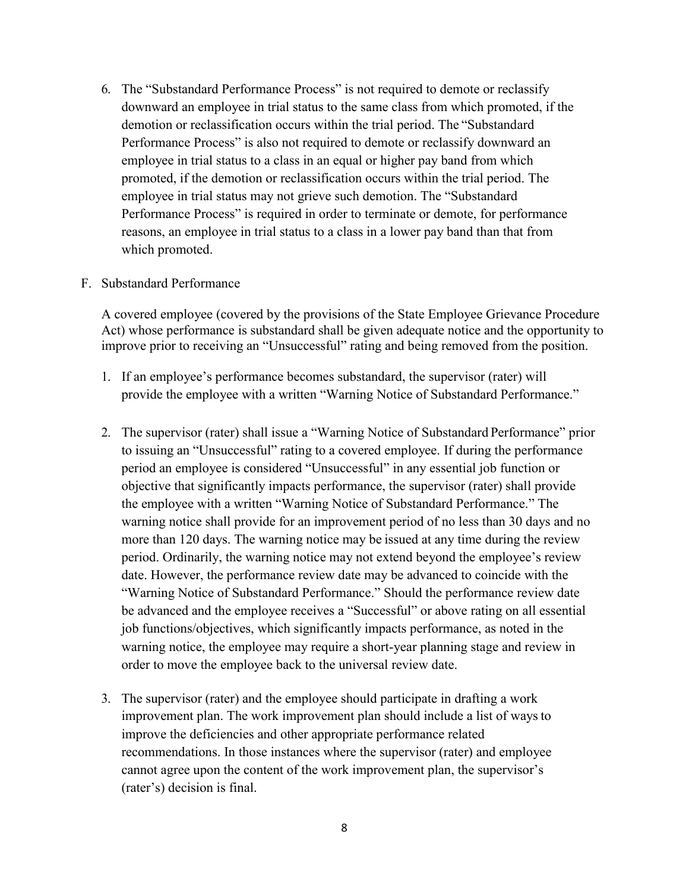6. The "Substandard Performance Process" is not required to demote or reclassify downward an employee in trial status to the same class from which promoted, if the demotion or reclassification occurs within the trial period. The "Substandard Performance Process" is also not required to demote or reclassify downward an employee in trial status to a class in an equal or higher pay band from which promoted, if the demotion or reclassification occurs within the trial period. The employee in trial status may not grieve such demotion. The "Substandard Performance Process" is required in order to terminate or demote, for performance reasons, an employee in trial status to a class in a lower pay band than that from which promoted.

F. Substandard Performance

A covered employee (covered by the provisions of the State Employee Grievance Procedure Act) whose performance is substandard shall be given adequate notice and the opportunity to improve prior to receiving an "Unsuccessful" rating and being removed from the position.

1. If an employee's performance becomes substandard, the supervisor (rater) will provide the employee with a written "Warning Notice of Substandard Performance."

2. The supervisor (rater) shall issue a "Warning Notice of Substandard Performance" prior to issuing an "Unsuccessful" rating to a covered employee. If during the performance period an employee is considered "Unsuccessful" in any essential job function or objective that significantly impacts performance, the supervisor (rater) shall provide the employee with a written "Warning Notice of Substandard Performance." The warning notice shall provide for an improvement period of no less than 30 days and no more than 120 days. The warning notice may be issued at any time during the review period. Ordinarily, the warning notice may not extend beyond the employee's review date. However, the performance review date may be advanced to coincide with the "Warning Notice of Substandard Performance." Should the performance review date be advanced and the employee receives a "Successful" or above rating on all essential job functions/objectives, which significantly impacts performance, as noted in the warning notice, the employee may require a short-year planning stage and review in order to move the employee back to the universal review date.

3. The supervisor (rater) and the employee should participate in drafting a work improvement plan. The work improvement plan should include a list of ways to improve the deficiencies and other appropriate performance related recommendations. In those instances where the supervisor (rater) and employee cannot agree upon the content of the work improvement plan, the supervisor's (rater's) decision is final.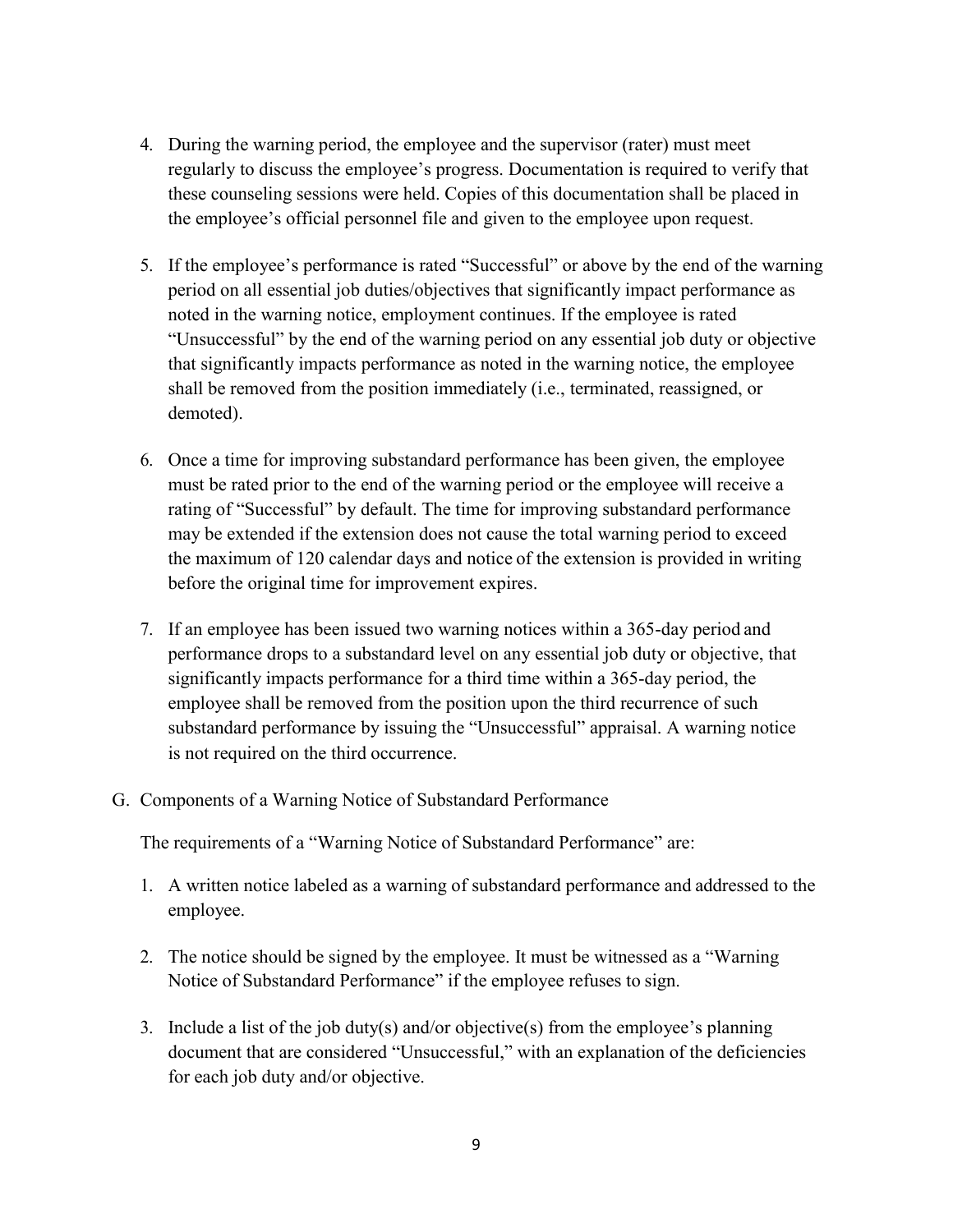4. During the warning period, the employee and the supervisor (rater) must meet regularly to discuss the employee's progress. Documentation is required to verify that these counseling sessions were held. Copies of this documentation shall be placed in the employee's official personnel file and given to the employee upon request.

5. If the employee's performance is rated "Successful" or above by the end of the warning period on all essential job duties/objectives that significantly impact performance as noted in the warning notice, employment continues. If the employee is rated "Unsuccessful" by the end of the warning period on any essential job duty or objective that significantly impacts performance as noted in the warning notice, the employee shall be removed from the position immediately (i.e., terminated, reassigned, or demoted).

6. Once a time for improving substandard performance has been given, the employee must be rated prior to the end of the warning period or the employee will receive a rating of "Successful" by default. The time for improving substandard performance may be extended if the extension does not cause the total warning period to exceed the maximum of 120 calendar days and notice of the extension is provided in writing before the original time for improvement expires.

7. If an employee has been issued two warning notices within a 365-day period and performance drops to a substandard level on any essential job duty or objective, that significantly impacts performance for a third time within a 365-day period, the employee shall be removed from the position upon the third recurrence of such substandard performance by issuing the "Unsuccessful" appraisal. A warning notice is not required on the third occurrence.

G. Components of a Warning Notice of Substandard Performance

The requirements of a "Warning Notice of Substandard Performance" are:

1. A written notice labeled as a warning of substandard performance and addressed to the employee.

2. The notice should be signed by the employee. It must be witnessed as a "Warning Notice of Substandard Performance" if the employee refuses to sign.

3. Include a list of the job duty(s) and/or objective(s) from the employee's planning document that are considered "Unsuccessful," with an explanation of the deficiencies for each job duty and/or objective.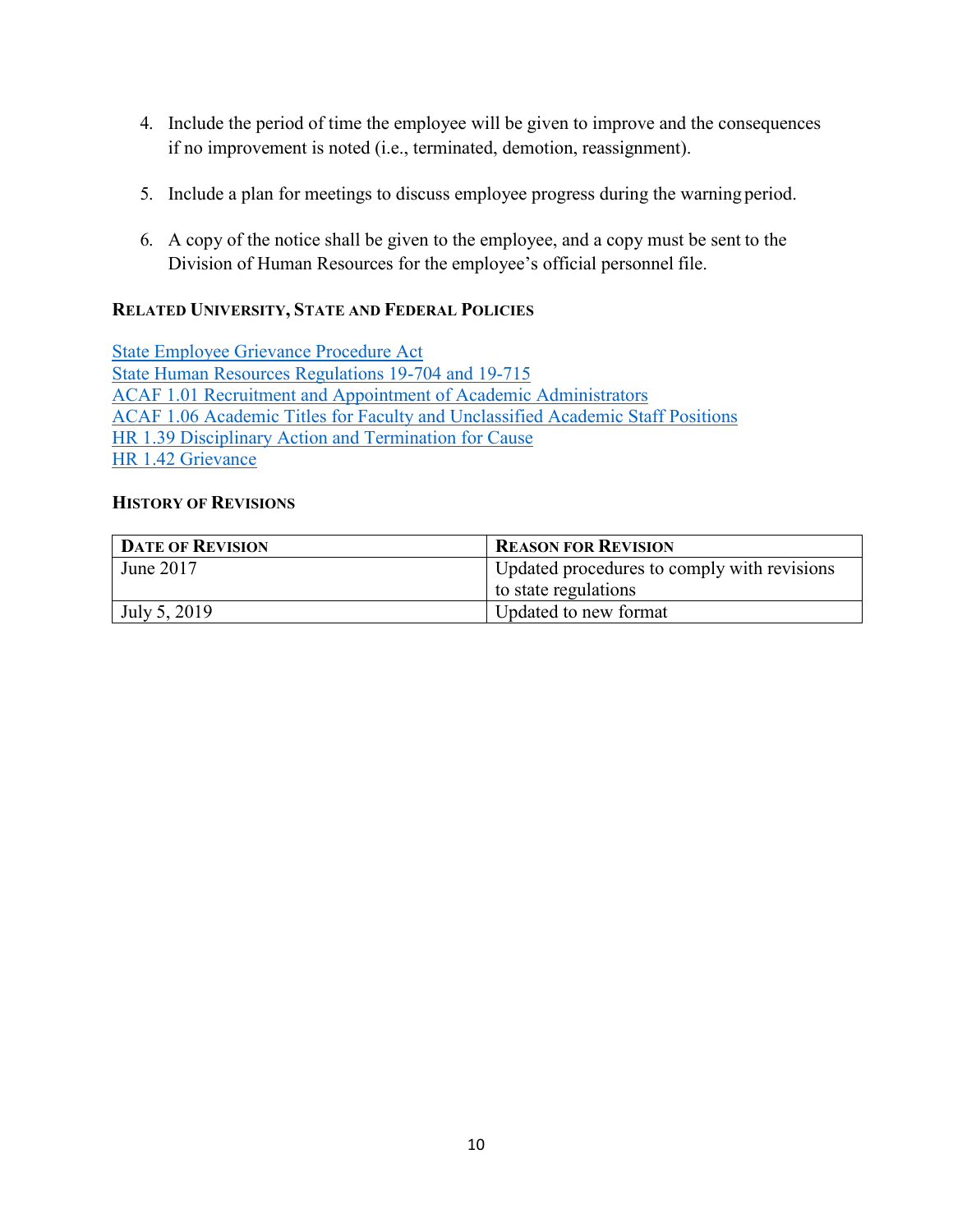4. Include the period of time the employee will be given to improve and the consequences if no improvement is noted (i.e., terminated, demotion, reassignment).

5. Include a plan for meetings to discuss employee progress during the warning period.

6. A copy of the notice shall be given to the employee, and a copy must be sent to the Division of Human Resources for the employee's official personnel file.

### RELATED UNIVERSITY, STATE AND FEDERAL POLICIES

State Employee Grievance Procedure Act
State Human Resources Regulations 19-704 and 19-715
ACAF 1.01 Recruitment and Appointment of Academic Administrators
ACAF 1.06 Academic Titles for Faculty and Unclassified Academic Staff Positions
HR 1.39 Disciplinary Action and Termination for Cause
HR 1.42 Grievance

### HISTORY OF REVISIONS

| DATE OF REVISION | REASON FOR REVISION |
|---|---|
| June 2017 | Updated procedures to comply with revisions to state regulations |
| July 5, 2019 | Updated to new format |